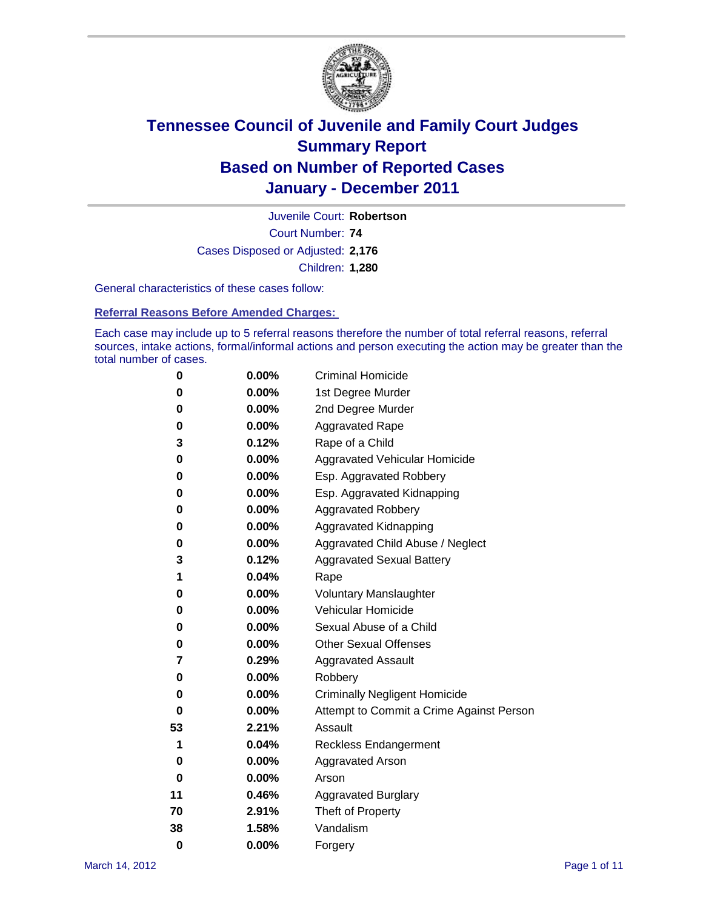# Tennessee Council of Juvenile and Family Court Judges
## Summary Report
## Based on Number of Reported Cases
## January - December 2011

Juvenile Court: **Robertson**

Court Number: **74**

Cases Disposed or Adjusted: **2,176**

Children: **1,280**

General characteristics of these cases follow:

### Referral Reasons Before Amended Charges:

Each case may include up to 5 referral reasons therefore the number of total referral reasons, referral sources, intake actions, formal/informal actions and person executing the action may be greater than the total number of cases.

| Count | Percent | Referral Reason |
|---|---|---|
| 0 | 0.00% | Criminal Homicide |
| 0 | 0.00% | 1st Degree Murder |
| 0 | 0.00% | 2nd Degree Murder |
| 0 | 0.00% | Aggravated Rape |
| 3 | 0.12% | Rape of a Child |
| 0 | 0.00% | Aggravated Vehicular Homicide |
| 0 | 0.00% | Esp. Aggravated Robbery |
| 0 | 0.00% | Esp. Aggravated Kidnapping |
| 0 | 0.00% | Aggravated Robbery |
| 0 | 0.00% | Aggravated Kidnapping |
| 0 | 0.00% | Aggravated Child Abuse / Neglect |
| 3 | 0.12% | Aggravated Sexual Battery |
| 1 | 0.04% | Rape |
| 0 | 0.00% | Voluntary Manslaughter |
| 0 | 0.00% | Vehicular Homicide |
| 0 | 0.00% | Sexual Abuse of a Child |
| 0 | 0.00% | Other Sexual Offenses |
| 7 | 0.29% | Aggravated Assault |
| 0 | 0.00% | Robbery |
| 0 | 0.00% | Criminally Negligent Homicide |
| 0 | 0.00% | Attempt to Commit a Crime Against Person |
| 53 | 2.21% | Assault |
| 1 | 0.04% | Reckless Endangerment |
| 0 | 0.00% | Aggravated Arson |
| 0 | 0.00% | Arson |
| 11 | 0.46% | Aggravated Burglary |
| 70 | 2.91% | Theft of Property |
| 38 | 1.58% | Vandalism |
| 0 | 0.00% | Forgery |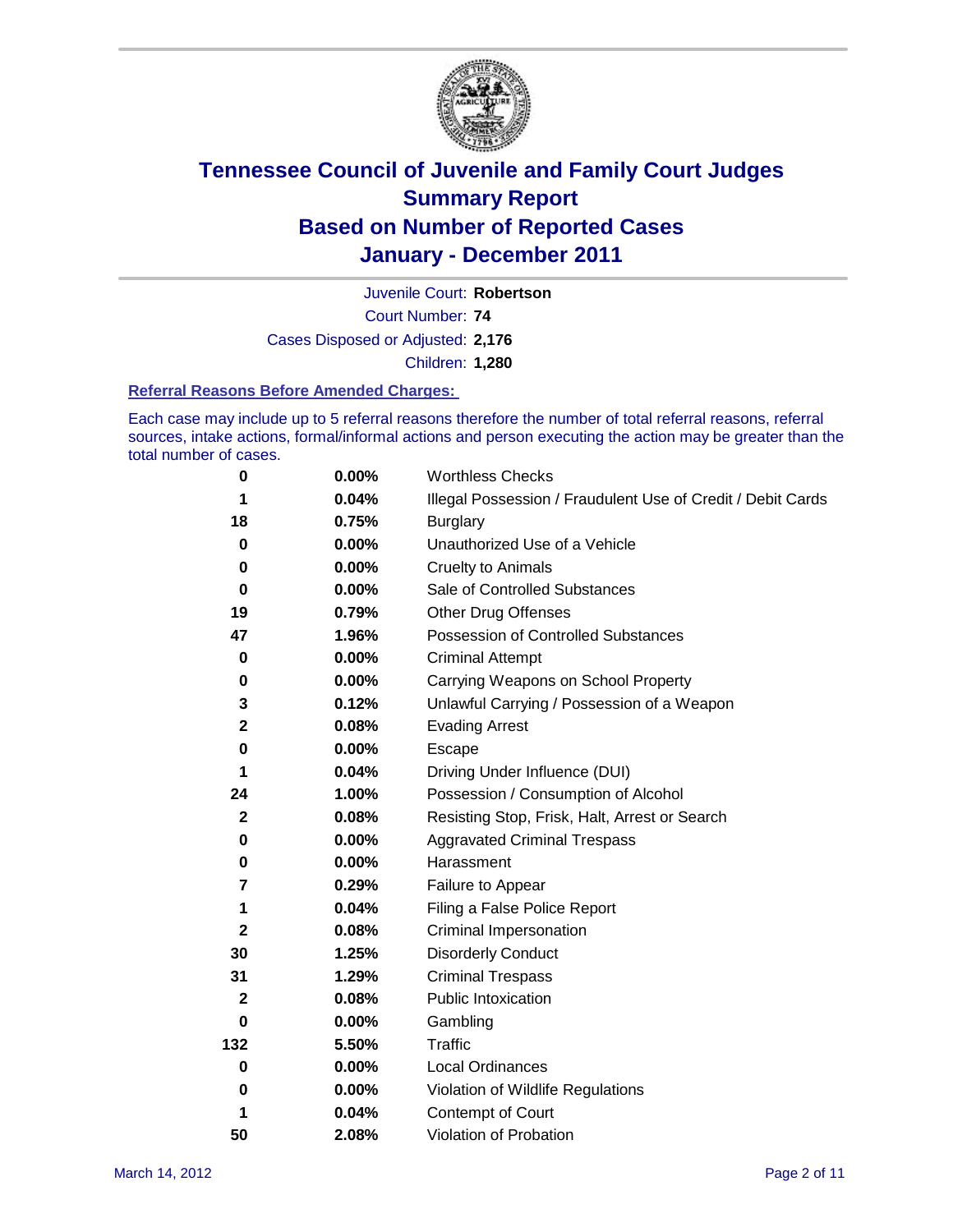# Tennessee Council of Juvenile and Family Court Judges
# Summary Report
# Based on Number of Reported Cases
# January - December 2011

Juvenile Court: **Robertson**
Court Number: **74**
Cases Disposed or Adjusted: **2,176**
Children: **1,280**

### Referral Reasons Before Amended Charges:

Each case may include up to 5 referral reasons therefore the number of total referral reasons, referral sources, intake actions, formal/informal actions and person executing the action may be greater than the total number of cases.

| | | |
|---|---|---|
| **0** | **0.00%** | Worthless Checks |
| **1** | **0.04%** | Illegal Possession / Fraudulent Use of Credit / Debit Cards |
| **18** | **0.75%** | Burglary |
| **0** | **0.00%** | Unauthorized Use of a Vehicle |
| **0** | **0.00%** | Cruelty to Animals |
| **0** | **0.00%** | Sale of Controlled Substances |
| **19** | **0.79%** | Other Drug Offenses |
| **47** | **1.96%** | Possession of Controlled Substances |
| **0** | **0.00%** | Criminal Attempt |
| **0** | **0.00%** | Carrying Weapons on School Property |
| **3** | **0.12%** | Unlawful Carrying / Possession of a Weapon |
| **2** | **0.08%** | Evading Arrest |
| **0** | **0.00%** | Escape |
| **1** | **0.04%** | Driving Under Influence (DUI) |
| **24** | **1.00%** | Possession / Consumption of Alcohol |
| **2** | **0.08%** | Resisting Stop, Frisk, Halt, Arrest or Search |
| **0** | **0.00%** | Aggravated Criminal Trespass |
| **0** | **0.00%** | Harassment |
| **7** | **0.29%** | Failure to Appear |
| **1** | **0.04%** | Filing a False Police Report |
| **2** | **0.08%** | Criminal Impersonation |
| **30** | **1.25%** | Disorderly Conduct |
| **31** | **1.29%** | Criminal Trespass |
| **2** | **0.08%** | Public Intoxication |
| **0** | **0.00%** | Gambling |
| **132** | **5.50%** | Traffic |
| **0** | **0.00%** | Local Ordinances |
| **0** | **0.00%** | Violation of Wildlife Regulations |
| **1** | **0.04%** | Contempt of Court |
| **50** | **2.08%** | Violation of Probation |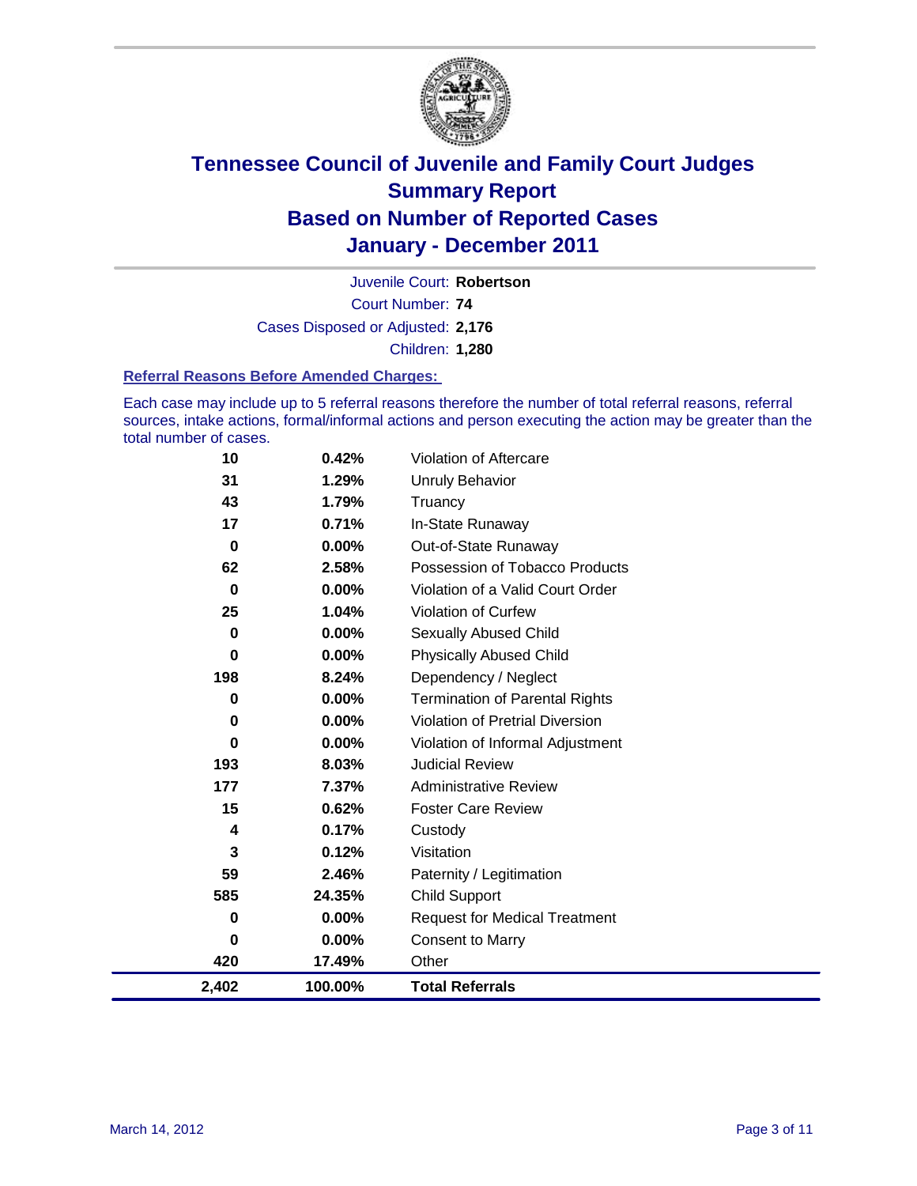# Tennessee Council of Juvenile and Family Court Judges
# Summary Report
# Based on Number of Reported Cases
# January - December 2011

Juvenile Court: **Robertson**

Court Number: **74**

Cases Disposed or Adjusted: **2,176**

Children: **1,280**

### Referral Reasons Before Amended Charges:

Each case may include up to 5 referral reasons therefore the number of total referral reasons, referral sources, intake actions, formal/informal actions and person executing the action may be greater than the total number of cases.

| Count | Percent | Referral Reason |
|---|---|---|
| 10 | 0.42% | Violation of Aftercare |
| 31 | 1.29% | Unruly Behavior |
| 43 | 1.79% | Truancy |
| 17 | 0.71% | In-State Runaway |
| 0 | 0.00% | Out-of-State Runaway |
| 62 | 2.58% | Possession of Tobacco Products |
| 0 | 0.00% | Violation of a Valid Court Order |
| 25 | 1.04% | Violation of Curfew |
| 0 | 0.00% | Sexually Abused Child |
| 0 | 0.00% | Physically Abused Child |
| 198 | 8.24% | Dependency / Neglect |
| 0 | 0.00% | Termination of Parental Rights |
| 0 | 0.00% | Violation of Pretrial Diversion |
| 0 | 0.00% | Violation of Informal Adjustment |
| 193 | 8.03% | Judicial Review |
| 177 | 7.37% | Administrative Review |
| 15 | 0.62% | Foster Care Review |
| 4 | 0.17% | Custody |
| 3 | 0.12% | Visitation |
| 59 | 2.46% | Paternity / Legitimation |
| 585 | 24.35% | Child Support |
| 0 | 0.00% | Request for Medical Treatment |
| 0 | 0.00% | Consent to Marry |
| 420 | 17.49% | Other |
| **2,402** | **100.00%** | **Total Referrals** |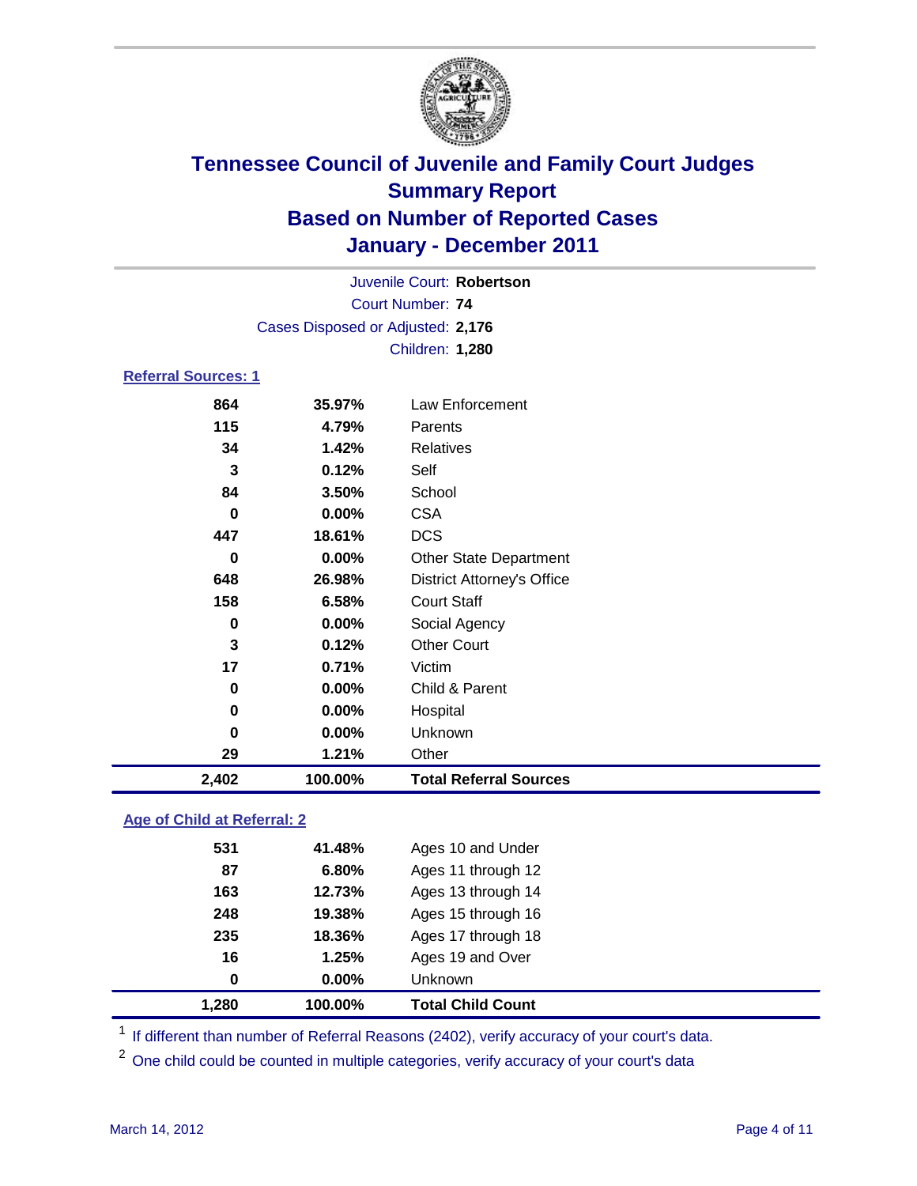# Tennessee Council of Juvenile and Family Court Judges
## Summary Report
## Based on Number of Reported Cases
## January - December 2011

Juvenile Court: **Robertson**
Court Number: **74**
Cases Disposed or Adjusted: **2,176**
Children: **1,280**

### Referral Sources: 1

| | | |
|---|---|---|
| 864 | 35.97% | Law Enforcement |
| 115 | 4.79% | Parents |
| 34 | 1.42% | Relatives |
| 3 | 0.12% | Self |
| 84 | 3.50% | School |
| 0 | 0.00% | CSA |
| 447 | 18.61% | DCS |
| 0 | 0.00% | Other State Department |
| 648 | 26.98% | District Attorney's Office |
| 158 | 6.58% | Court Staff |
| 0 | 0.00% | Social Agency |
| 3 | 0.12% | Other Court |
| 17 | 0.71% | Victim |
| 0 | 0.00% | Child & Parent |
| 0 | 0.00% | Hospital |
| 0 | 0.00% | Unknown |
| 29 | 1.21% | Other |
| **2,402** | **100.00%** | **Total Referral Sources** |

### Age of Child at Referral: 2

| | | |
|---|---|---|
| 531 | 41.48% | Ages 10 and Under |
| 87 | 6.80% | Ages 11 through 12 |
| 163 | 12.73% | Ages 13 through 14 |
| 248 | 19.38% | Ages 15 through 16 |
| 235 | 18.36% | Ages 17 through 18 |
| 16 | 1.25% | Ages 19 and Over |
| 0 | 0.00% | Unknown |
| **1,280** | **100.00%** | **Total Child Count** |

[1] If different than number of Referral Reasons (2402), verify accuracy of your court's data.

[2] One child could be counted in multiple categories, verify accuracy of your court's data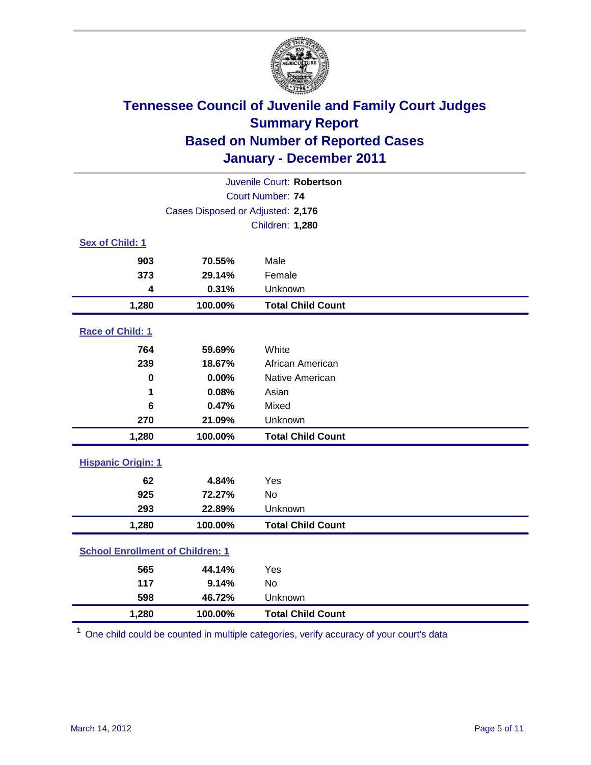# Tennessee Council of Juvenile and Family Court Judges
## Summary Report
## Based on Number of Reported Cases
## January - December 2011

Juvenile Court: **Robertson**

Court Number: **74**

Cases Disposed or Adjusted: **2,176**

Children: **1,280**

### Sex of Child: 1

| | | |
|---|---|---|
| 903 | 70.55% | Male |
| 373 | 29.14% | Female |
| 4 | 0.31% | Unknown |
| **1,280** | **100.00%** | **Total Child Count** |

### Race of Child: 1

| | | |
|---|---|---|
| 764 | 59.69% | White |
| 239 | 18.67% | African American |
| 0 | 0.00% | Native American |
| 1 | 0.08% | Asian |
| 6 | 0.47% | Mixed |
| 270 | 21.09% | Unknown |
| **1,280** | **100.00%** | **Total Child Count** |

### Hispanic Origin: 1

| | | |
|---|---|---|
| 62 | 4.84% | Yes |
| 925 | 72.27% | No |
| 293 | 22.89% | Unknown |
| **1,280** | **100.00%** | **Total Child Count** |

### School Enrollment of Children: 1

| | | |
|---|---|---|
| 565 | 44.14% | Yes |
| 117 | 9.14% | No |
| 598 | 46.72% | Unknown |
| **1,280** | **100.00%** | **Total Child Count** |

[1] One child could be counted in multiple categories, verify accuracy of your court's data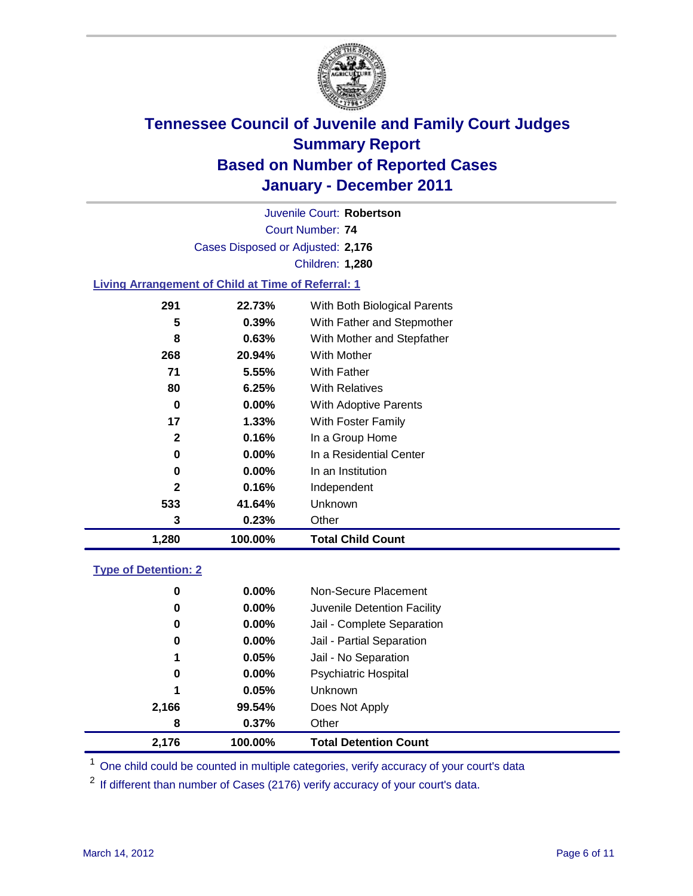# Tennessee Council of Juvenile and Family Court Judges
## Summary Report
## Based on Number of Reported Cases
## January - December 2011

Juvenile Court: **Robertson**
Court Number: **74**
Cases Disposed or Adjusted: **2,176**
Children: **1,280**

### Living Arrangement of Child at Time of Referral: 1

| | | |
|---|---|---|
| 291 | 22.73% | With Both Biological Parents |
| 5 | 0.39% | With Father and Stepmother |
| 8 | 0.63% | With Mother and Stepfather |
| 268 | 20.94% | With Mother |
| 71 | 5.55% | With Father |
| 80 | 6.25% | With Relatives |
| 0 | 0.00% | With Adoptive Parents |
| 17 | 1.33% | With Foster Family |
| 2 | 0.16% | In a Group Home |
| 0 | 0.00% | In a Residential Center |
| 0 | 0.00% | In an Institution |
| 2 | 0.16% | Independent |
| 533 | 41.64% | Unknown |
| 3 | 0.23% | Other |
| **1,280** | **100.00%** | **Total Child Count** |

### Type of Detention: 2

| | | |
|---|---|---|
| 0 | 0.00% | Non-Secure Placement |
| 0 | 0.00% | Juvenile Detention Facility |
| 0 | 0.00% | Jail - Complete Separation |
| 0 | 0.00% | Jail - Partial Separation |
| 1 | 0.05% | Jail - No Separation |
| 0 | 0.00% | Psychiatric Hospital |
| 1 | 0.05% | Unknown |
| 2,166 | 99.54% | Does Not Apply |
| 8 | 0.37% | Other |
| **2,176** | **100.00%** | **Total Detention Count** |

[1] One child could be counted in multiple categories, verify accuracy of your court's data

[2] If different than number of Cases (2176) verify accuracy of your court's data.

March 14, 2012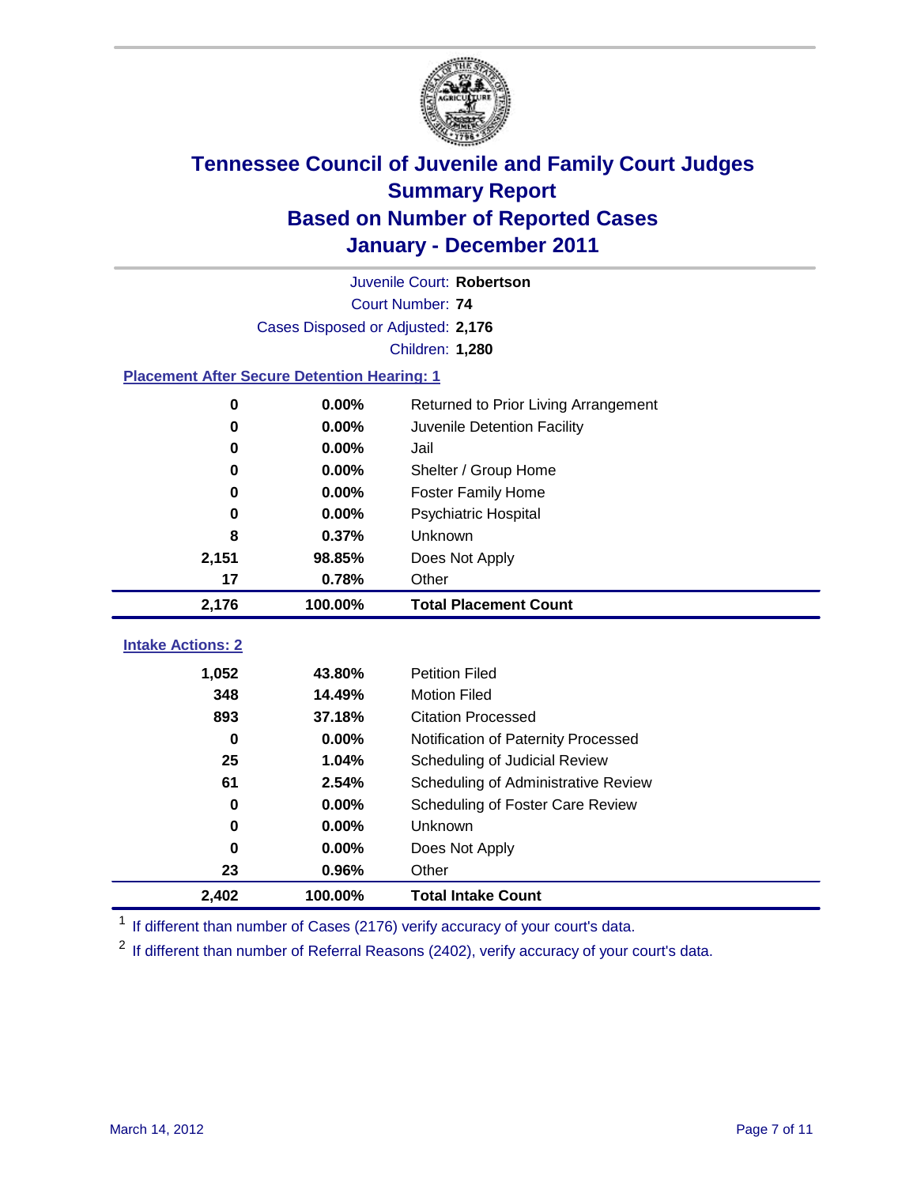# Tennessee Council of Juvenile and Family Court Judges
## Summary Report
## Based on Number of Reported Cases
## January - December 2011

Juvenile Court: **Robertson**
Court Number: **74**
Cases Disposed or Adjusted: **2,176**
Children: **1,280**

### Placement After Secure Detention Hearing: 1

| | | |
|---|---|---|
| 0 | 0.00% | Returned to Prior Living Arrangement |
| 0 | 0.00% | Juvenile Detention Facility |
| 0 | 0.00% | Jail |
| 0 | 0.00% | Shelter / Group Home |
| 0 | 0.00% | Foster Family Home |
| 0 | 0.00% | Psychiatric Hospital |
| 8 | 0.37% | Unknown |
| 2,151 | 98.85% | Does Not Apply |
| 17 | 0.78% | Other |
| **2,176** | **100.00%** | **Total Placement Count** |

### Intake Actions: 2

| | | |
|---|---|---|
| 1,052 | 43.80% | Petition Filed |
| 348 | 14.49% | Motion Filed |
| 893 | 37.18% | Citation Processed |
| 0 | 0.00% | Notification of Paternity Processed |
| 25 | 1.04% | Scheduling of Judicial Review |
| 61 | 2.54% | Scheduling of Administrative Review |
| 0 | 0.00% | Scheduling of Foster Care Review |
| 0 | 0.00% | Unknown |
| 0 | 0.00% | Does Not Apply |
| 23 | 0.96% | Other |
| **2,402** | **100.00%** | **Total Intake Count** |

[1] If different than number of Cases (2176) verify accuracy of your court's data.

[2] If different than number of Referral Reasons (2402), verify accuracy of your court's data.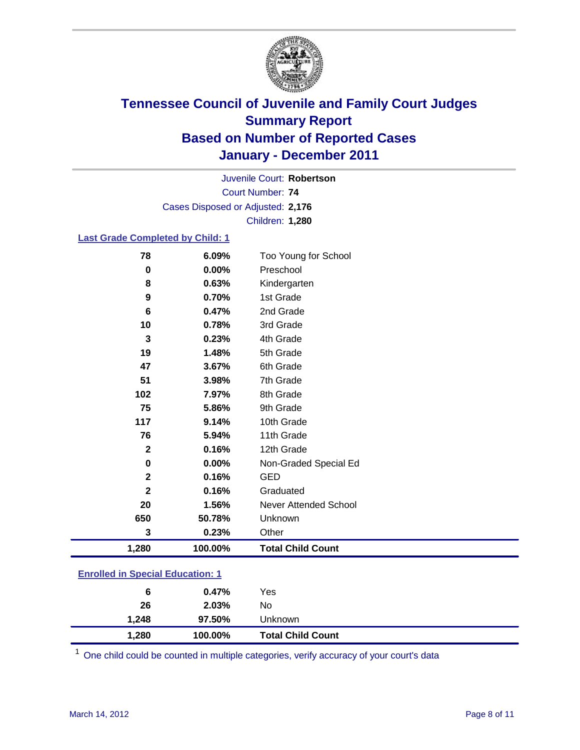# Tennessee Council of Juvenile and Family Court Judges
## Summary Report
## Based on Number of Reported Cases
## January - December 2011

Juvenile Court: **Robertson**
Court Number: **74**
Cases Disposed or Adjusted: **2,176**
Children: **1,280**

### Last Grade Completed by Child: 1

| Count | Percent | Category |
|---|---|---|
| 78 | 6.09% | Too Young for School |
| 0 | 0.00% | Preschool |
| 8 | 0.63% | Kindergarten |
| 9 | 0.70% | 1st Grade |
| 6 | 0.47% | 2nd Grade |
| 10 | 0.78% | 3rd Grade |
| 3 | 0.23% | 4th Grade |
| 19 | 1.48% | 5th Grade |
| 47 | 3.67% | 6th Grade |
| 51 | 3.98% | 7th Grade |
| 102 | 7.97% | 8th Grade |
| 75 | 5.86% | 9th Grade |
| 117 | 9.14% | 10th Grade |
| 76 | 5.94% | 11th Grade |
| 2 | 0.16% | 12th Grade |
| 0 | 0.00% | Non-Graded Special Ed |
| 2 | 0.16% | GED |
| 2 | 0.16% | Graduated |
| 20 | 1.56% | Never Attended School |
| 650 | 50.78% | Unknown |
| 3 | 0.23% | Other |
| **1,280** | **100.00%** | **Total Child Count** |

### Enrolled in Special Education: 1

| Count | Percent | Category |
|---|---|---|
| 6 | 0.47% | Yes |
| 26 | 2.03% | No |
| 1,248 | 97.50% | Unknown |
| **1,280** | **100.00%** | **Total Child Count** |

[1] One child could be counted in multiple categories, verify accuracy of your court's data

March 14, 2012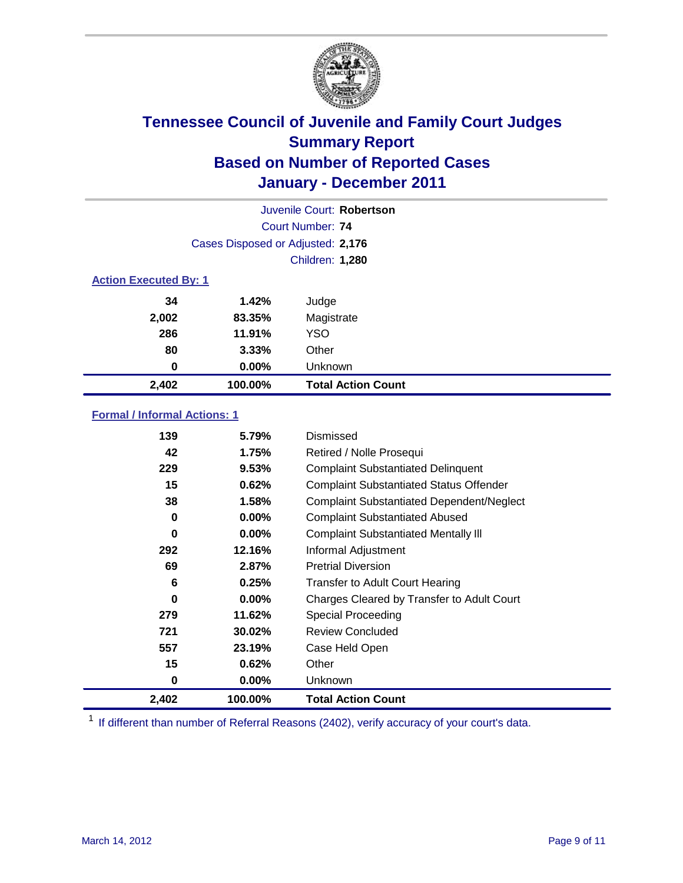# Tennessee Council of Juvenile and Family Court Judges
## Summary Report
## Based on Number of Reported Cases
## January - December 2011

Juvenile Court: **Robertson**

Court Number: **74**

Cases Disposed or Adjusted: **2,176**

Children: **1,280**

### Action Executed By: 1

| | | |
|---|---|---|
| 34 | 1.42% | Judge |
| 2,002 | 83.35% | Magistrate |
| 286 | 11.91% | YSO |
| 80 | 3.33% | Other |
| 0 | 0.00% | Unknown |
| **2,402** | **100.00%** | **Total Action Count** |

### Formal / Informal Actions: 1

| | | |
|---|---|---|
| 139 | 5.79% | Dismissed |
| 42 | 1.75% | Retired / Nolle Prosequi |
| 229 | 9.53% | Complaint Substantiated Delinquent |
| 15 | 0.62% | Complaint Substantiated Status Offender |
| 38 | 1.58% | Complaint Substantiated Dependent/Neglect |
| 0 | 0.00% | Complaint Substantiated Abused |
| 0 | 0.00% | Complaint Substantiated Mentally Ill |
| 292 | 12.16% | Informal Adjustment |
| 69 | 2.87% | Pretrial Diversion |
| 6 | 0.25% | Transfer to Adult Court Hearing |
| 0 | 0.00% | Charges Cleared by Transfer to Adult Court |
| 279 | 11.62% | Special Proceeding |
| 721 | 30.02% | Review Concluded |
| 557 | 23.19% | Case Held Open |
| 15 | 0.62% | Other |
| 0 | 0.00% | Unknown |
| **2,402** | **100.00%** | **Total Action Count** |

[1] If different than number of Referral Reasons (2402), verify accuracy of your court's data.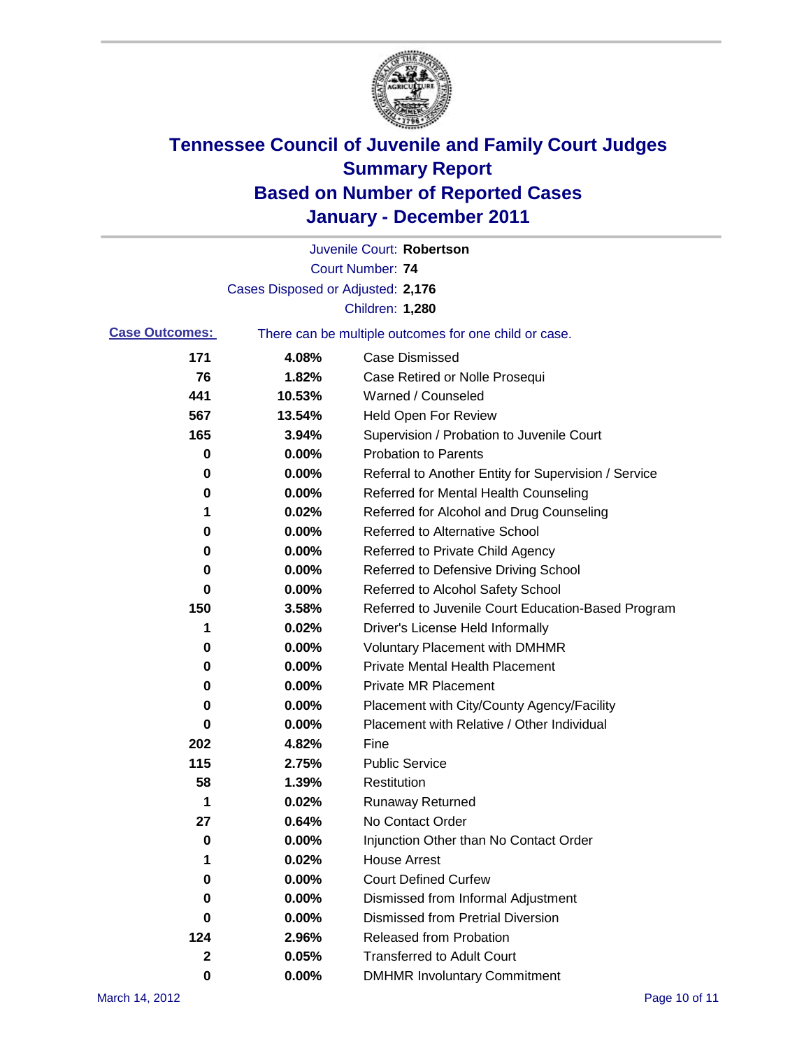# Tennessee Council of Juvenile and Family Court Judges
## Summary Report
## Based on Number of Reported Cases
## January - December 2011

Juvenile Court: **Robertson**

Court Number: **74**

Cases Disposed or Adjusted: **2,176**

Children: **1,280**

**Case Outcomes:** There can be multiple outcomes for one child or case.

| Count | Percent | Outcome |
|---|---|---|
| 171 | 4.08% | Case Dismissed |
| 76 | 1.82% | Case Retired or Nolle Prosequi |
| 441 | 10.53% | Warned / Counseled |
| 567 | 13.54% | Held Open For Review |
| 165 | 3.94% | Supervision / Probation to Juvenile Court |
| 0 | 0.00% | Probation to Parents |
| 0 | 0.00% | Referral to Another Entity for Supervision / Service |
| 0 | 0.00% | Referred for Mental Health Counseling |
| 1 | 0.02% | Referred for Alcohol and Drug Counseling |
| 0 | 0.00% | Referred to Alternative School |
| 0 | 0.00% | Referred to Private Child Agency |
| 0 | 0.00% | Referred to Defensive Driving School |
| 0 | 0.00% | Referred to Alcohol Safety School |
| 150 | 3.58% | Referred to Juvenile Court Education-Based Program |
| 1 | 0.02% | Driver's License Held Informally |
| 0 | 0.00% | Voluntary Placement with DMHMR |
| 0 | 0.00% | Private Mental Health Placement |
| 0 | 0.00% | Private MR Placement |
| 0 | 0.00% | Placement with City/County Agency/Facility |
| 0 | 0.00% | Placement with Relative / Other Individual |
| 202 | 4.82% | Fine |
| 115 | 2.75% | Public Service |
| 58 | 1.39% | Restitution |
| 1 | 0.02% | Runaway Returned |
| 27 | 0.64% | No Contact Order |
| 0 | 0.00% | Injunction Other than No Contact Order |
| 1 | 0.02% | House Arrest |
| 0 | 0.00% | Court Defined Curfew |
| 0 | 0.00% | Dismissed from Informal Adjustment |
| 0 | 0.00% | Dismissed from Pretrial Diversion |
| 124 | 2.96% | Released from Probation |
| 2 | 0.05% | Transferred to Adult Court |
| 0 | 0.00% | DMHMR Involuntary Commitment |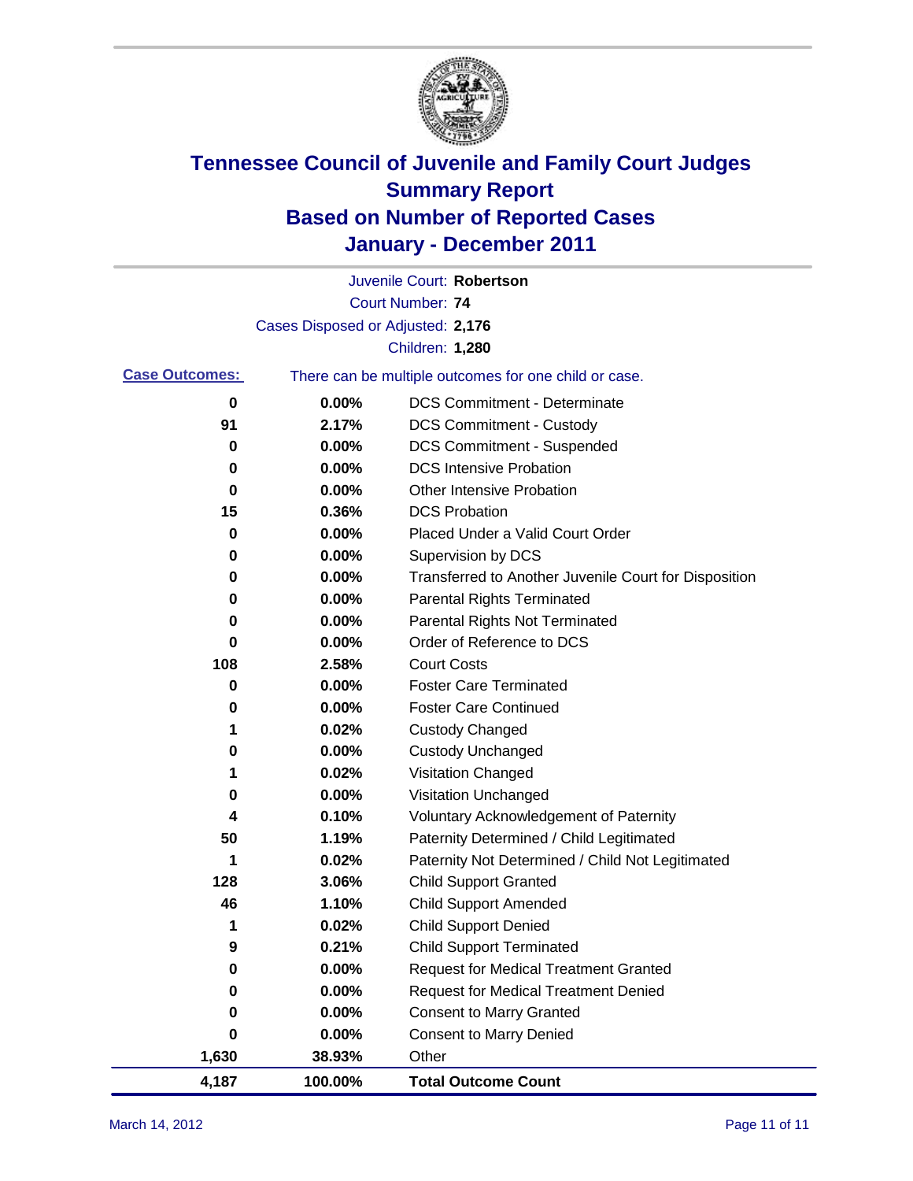# Tennessee Council of Juvenile and Family Court Judges
## Summary Report
## Based on Number of Reported Cases
## January - December 2011

Juvenile Court: **Robertson**
Court Number: **74**
Cases Disposed or Adjusted: **2,176**
Children: **1,280**

**Case Outcomes:** There can be multiple outcomes for one child or case.

| | | |
|---|---|---|
| 0 | 0.00% | DCS Commitment - Determinate |
| 91 | 2.17% | DCS Commitment - Custody |
| 0 | 0.00% | DCS Commitment - Suspended |
| 0 | 0.00% | DCS Intensive Probation |
| 0 | 0.00% | Other Intensive Probation |
| 15 | 0.36% | DCS Probation |
| 0 | 0.00% | Placed Under a Valid Court Order |
| 0 | 0.00% | Supervision by DCS |
| 0 | 0.00% | Transferred to Another Juvenile Court for Disposition |
| 0 | 0.00% | Parental Rights Terminated |
| 0 | 0.00% | Parental Rights Not Terminated |
| 0 | 0.00% | Order of Reference to DCS |
| 108 | 2.58% | Court Costs |
| 0 | 0.00% | Foster Care Terminated |
| 0 | 0.00% | Foster Care Continued |
| 1 | 0.02% | Custody Changed |
| 0 | 0.00% | Custody Unchanged |
| 1 | 0.02% | Visitation Changed |
| 0 | 0.00% | Visitation Unchanged |
| 4 | 0.10% | Voluntary Acknowledgement of Paternity |
| 50 | 1.19% | Paternity Determined / Child Legitimated |
| 1 | 0.02% | Paternity Not Determined / Child Not Legitimated |
| 128 | 3.06% | Child Support Granted |
| 46 | 1.10% | Child Support Amended |
| 1 | 0.02% | Child Support Denied |
| 9 | 0.21% | Child Support Terminated |
| 0 | 0.00% | Request for Medical Treatment Granted |
| 0 | 0.00% | Request for Medical Treatment Denied |
| 0 | 0.00% | Consent to Marry Granted |
| 0 | 0.00% | Consent to Marry Denied |
| 1,630 | 38.93% | Other |
| **4,187** | **100.00%** | **Total Outcome Count** |

March 14, 2012